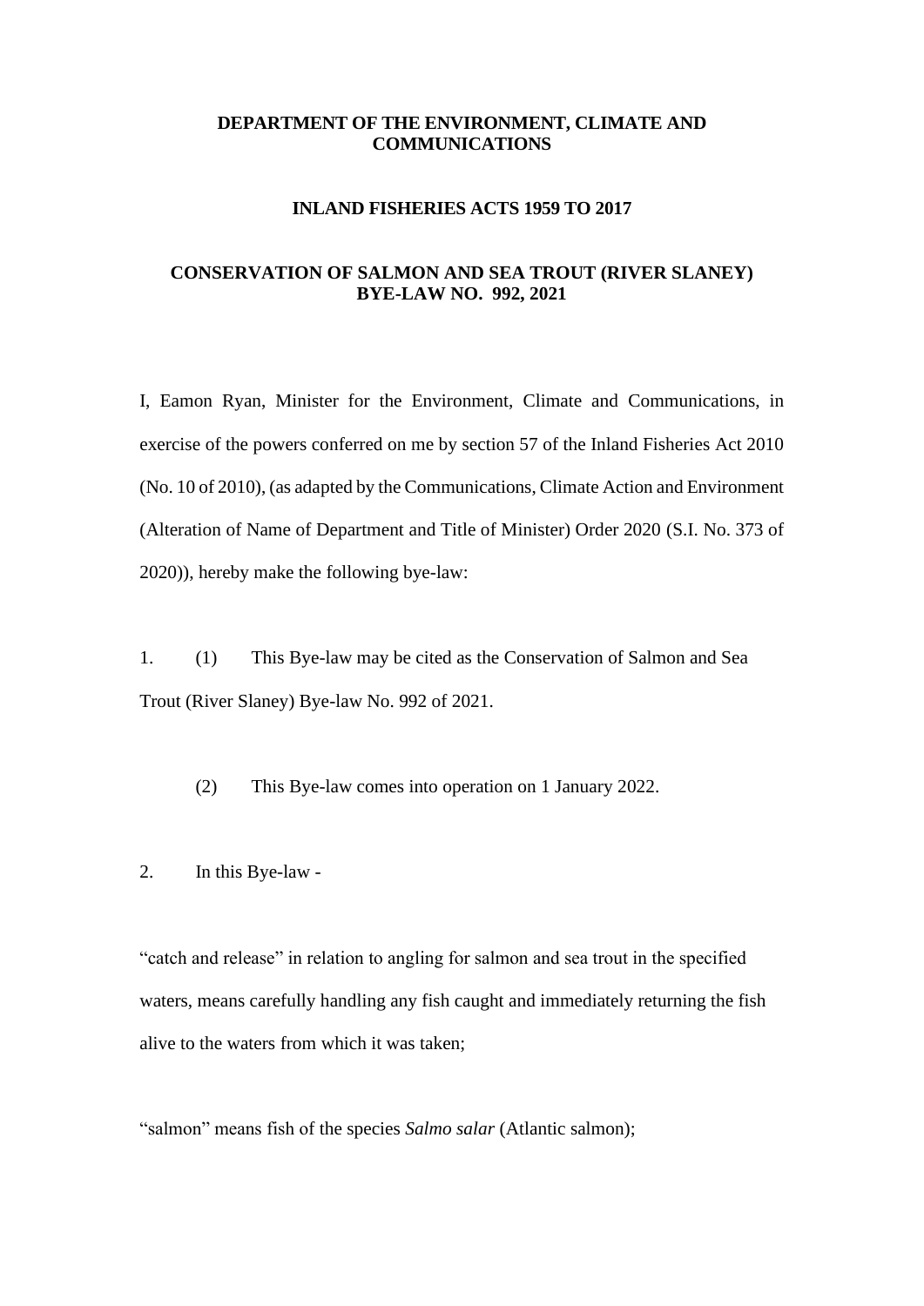**DEPARTMENT OF THE ENVIRONMENT, CLIMATE AND COMMUNICATIONS**

**INLAND FISHERIES ACTS 1959 TO 2017**

**CONSERVATION OF SALMON AND SEA TROUT (RIVER SLANEY) BYE-LAW NO. 992, 2021**

I, Eamon Ryan, Minister for the Environment, Climate and Communications, in exercise of the powers conferred on me by section 57 of the Inland Fisheries Act 2010 (No. 10 of 2010), (as adapted by the Communications, Climate Action and Environment (Alteration of Name of Department and Title of Minister) Order 2020 (S.I. No. 373 of 2020)), hereby make the following bye-law:

1. (1) This Bye-law may be cited as the Conservation of Salmon and Sea Trout (River Slaney) Bye-law No. 992 of 2021.

   (2) This Bye-law comes into operation on 1 January 2022.

2. In this Bye-law -

"catch and release" in relation to angling for salmon and sea trout in the specified waters, means carefully handling any fish caught and immediately returning the fish alive to the waters from which it was taken;

"salmon" means fish of the species *Salmo salar* (Atlantic salmon);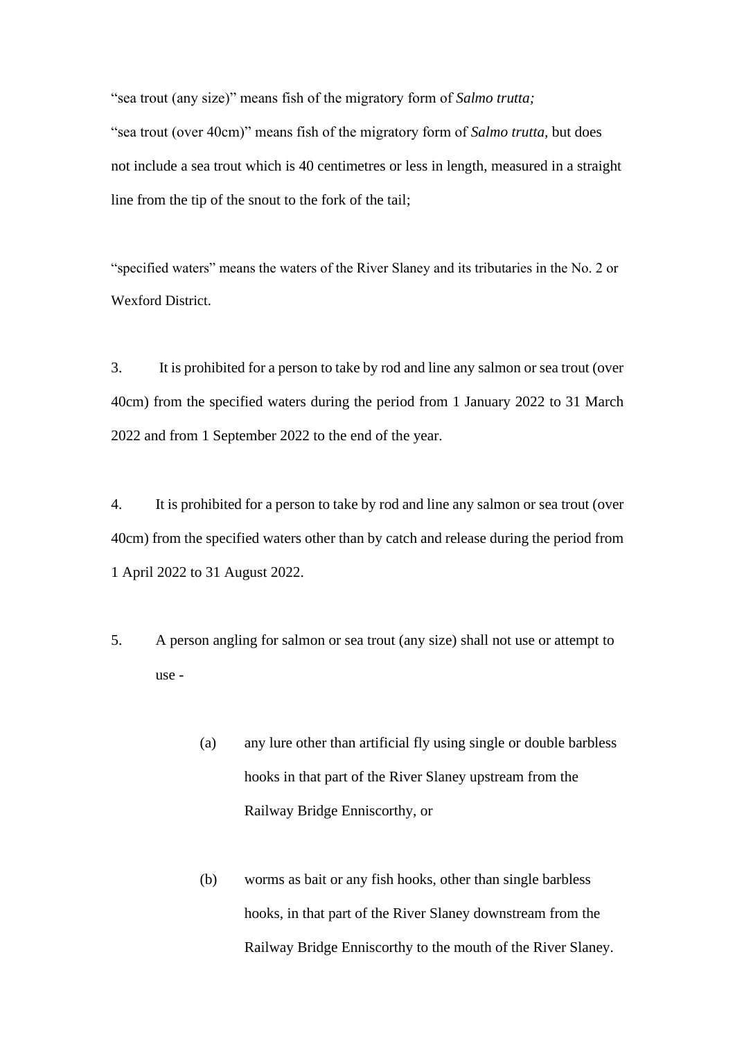"sea trout (any size)" means fish of the migratory form of *Salmo trutta;*

"sea trout (over 40cm)" means fish of the migratory form of *Salmo trutta*, but does not include a sea trout which is 40 centimetres or less in length, measured in a straight line from the tip of the snout to the fork of the tail;

"specified waters" means the waters of the River Slaney and its tributaries in the No. 2 or Wexford District.

3. It is prohibited for a person to take by rod and line any salmon or sea trout (over 40cm) from the specified waters during the period from 1 January 2022 to 31 March 2022 and from 1 September 2022 to the end of the year.

4. It is prohibited for a person to take by rod and line any salmon or sea trout (over 40cm) from the specified waters other than by catch and release during the period from 1 April 2022 to 31 August 2022.

5. A person angling for salmon or sea trout (any size) shall not use or attempt to use -

   (a) any lure other than artificial fly using single or double barbless hooks in that part of the River Slaney upstream from the Railway Bridge Enniscorthy, or

   (b) worms as bait or any fish hooks, other than single barbless hooks, in that part of the River Slaney downstream from the Railway Bridge Enniscorthy to the mouth of the River Slaney.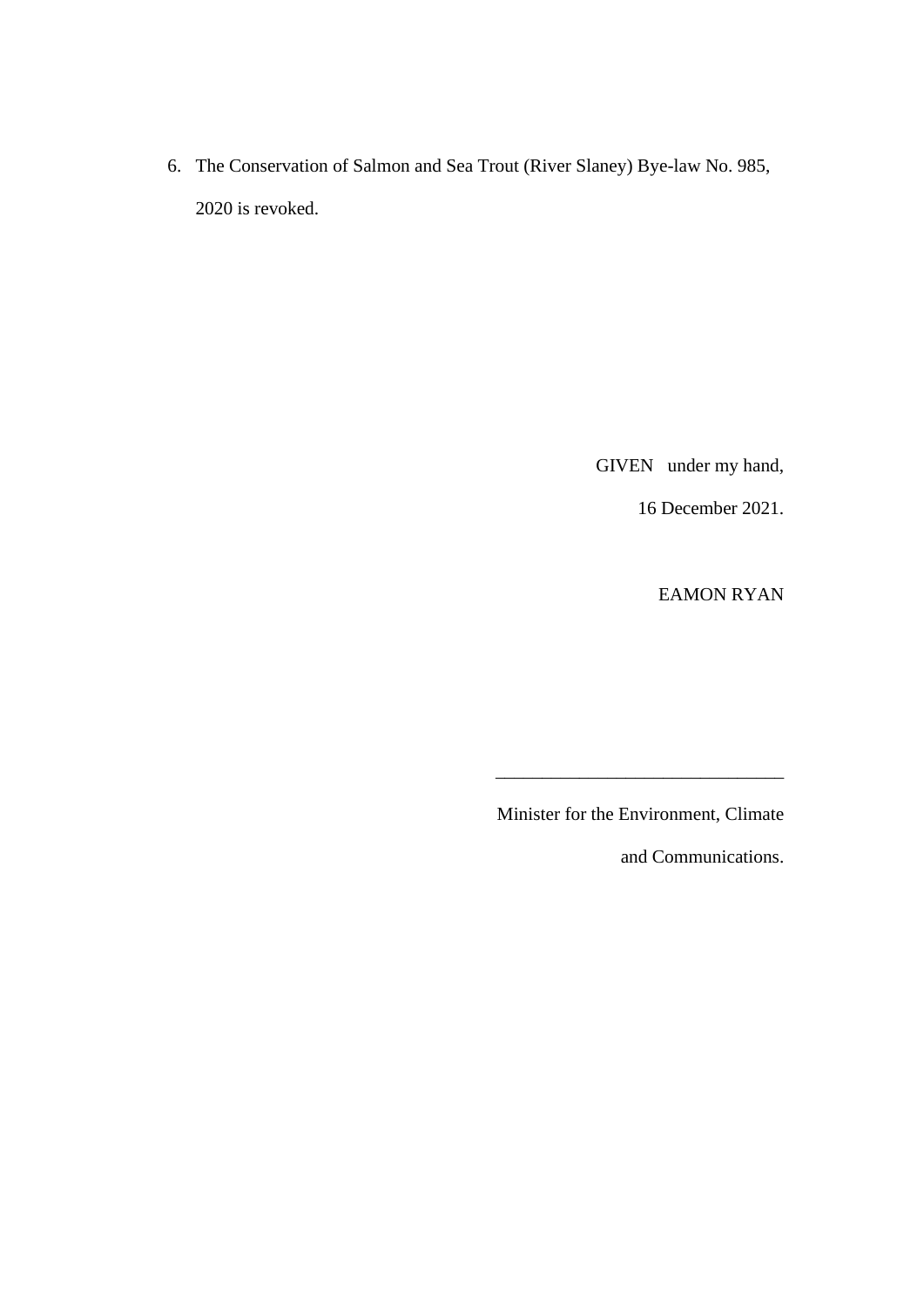6. The Conservation of Salmon and Sea Trout (River Slaney) Bye-law No. 985, 2020 is revoked.

GIVEN under my hand,

16 December 2021.

EAMON RYAN

_______________________________

Minister for the Environment, Climate and Communications.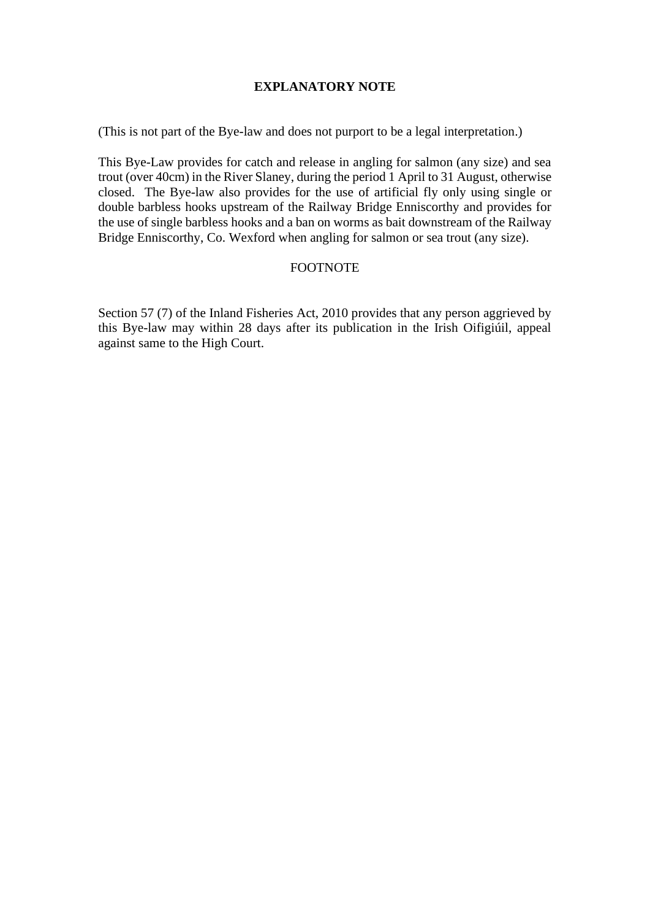**EXPLANATORY NOTE**

(This is not part of the Bye-law and does not purport to be a legal interpretation.)

This Bye-Law provides for catch and release in angling for salmon (any size) and sea trout (over 40cm) in the River Slaney, during the period 1 April to 31 August, otherwise closed. The Bye-law also provides for the use of artificial fly only using single or double barbless hooks upstream of the Railway Bridge Enniscorthy and provides for the use of single barbless hooks and a ban on worms as bait downstream of the Railway Bridge Enniscorthy, Co. Wexford when angling for salmon or sea trout (any size).

FOOTNOTE

Section 57 (7) of the Inland Fisheries Act, 2010 provides that any person aggrieved by this Bye-law may within 28 days after its publication in the Irish Oifigiúil, appeal against same to the High Court.